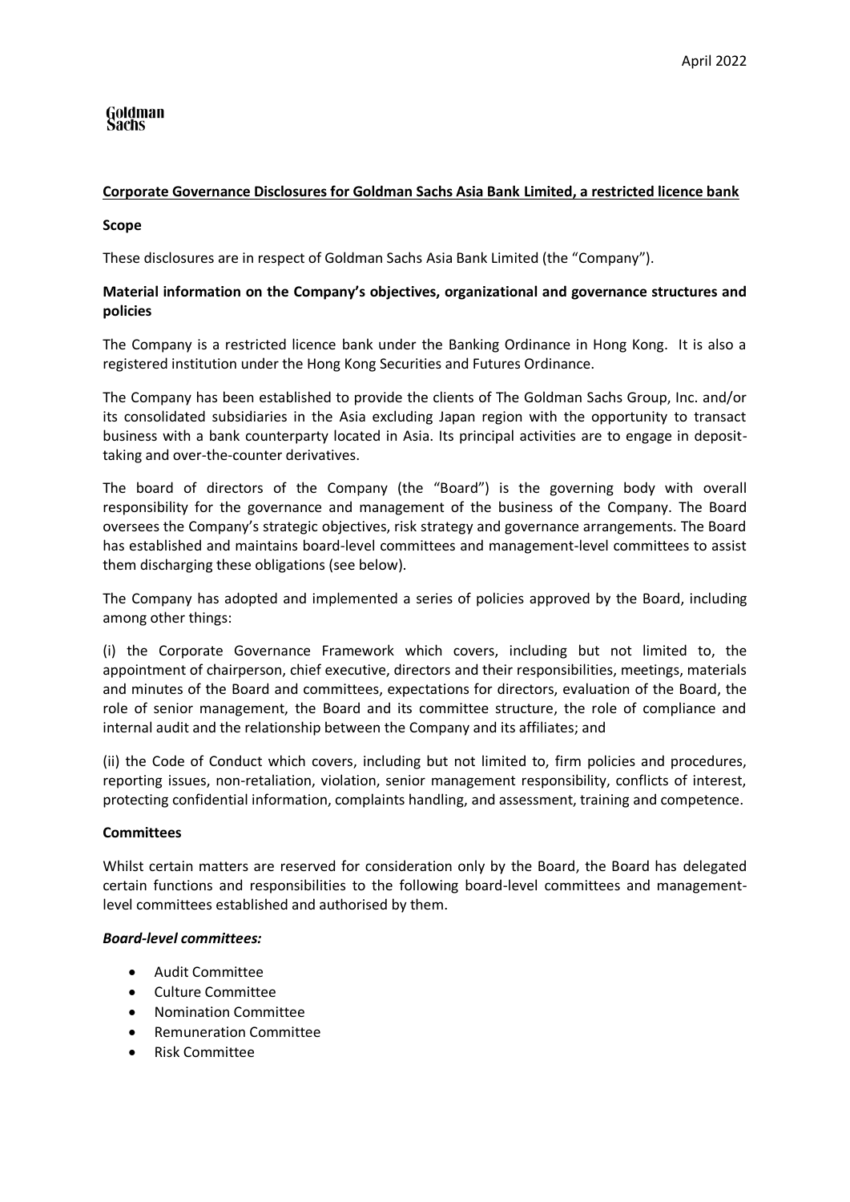April 2022

Goldman Sachs

**Corporate Governance Disclosures for Goldman Sachs Asia Bank Limited, a restricted licence bank**

**Scope**

These disclosures are in respect of Goldman Sachs Asia Bank Limited (the "Company").

**Material information on the Company's objectives, organizational and governance structures and policies**

The Company is a restricted licence bank under the Banking Ordinance in Hong Kong. It is also a registered institution under the Hong Kong Securities and Futures Ordinance.

The Company has been established to provide the clients of The Goldman Sachs Group, Inc. and/or its consolidated subsidiaries in the Asia excluding Japan region with the opportunity to transact business with a bank counterparty located in Asia. Its principal activities are to engage in deposit-taking and over-the-counter derivatives.

The board of directors of the Company (the "Board") is the governing body with overall responsibility for the governance and management of the business of the Company. The Board oversees the Company's strategic objectives, risk strategy and governance arrangements. The Board has established and maintains board-level committees and management-level committees to assist them discharging these obligations (see below).

The Company has adopted and implemented a series of policies approved by the Board, including among other things:

(i) the Corporate Governance Framework which covers, including but not limited to, the appointment of chairperson, chief executive, directors and their responsibilities, meetings, materials and minutes of the Board and committees, expectations for directors, evaluation of the Board, the role of senior management, the Board and its committee structure, the role of compliance and internal audit and the relationship between the Company and its affiliates; and

(ii) the Code of Conduct which covers, including but not limited to, firm policies and procedures, reporting issues, non-retaliation, violation, senior management responsibility, conflicts of interest, protecting confidential information, complaints handling, and assessment, training and competence.

**Committees**

Whilst certain matters are reserved for consideration only by the Board, the Board has delegated certain functions and responsibilities to the following board-level committees and management-level committees established and authorised by them.

***Board-level committees:***

- Audit Committee
- Culture Committee
- Nomination Committee
- Remuneration Committee
- Risk Committee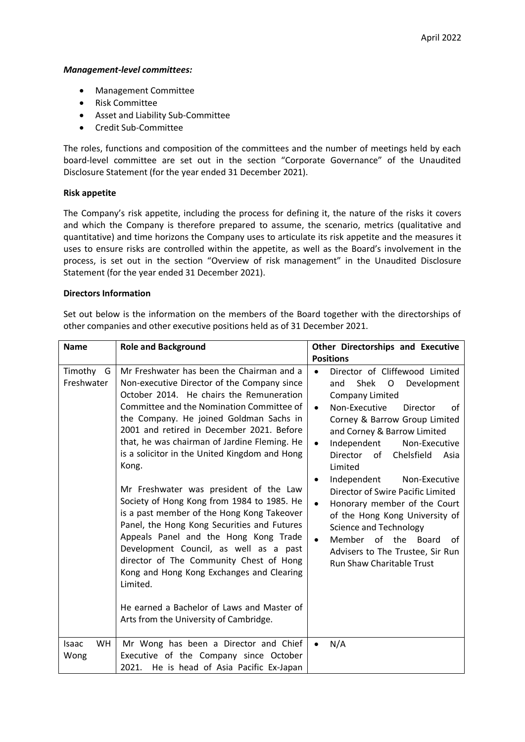***Management-level committees:***

- Management Committee
- Risk Committee
- Asset and Liability Sub-Committee
- Credit Sub-Committee

The roles, functions and composition of the committees and the number of meetings held by each board-level committee are set out in the section "Corporate Governance" of the Unaudited Disclosure Statement (for the year ended 31 December 2021).

**Risk appetite**

The Company's risk appetite, including the process for defining it, the nature of the risks it covers and which the Company is therefore prepared to assume, the scenario, metrics (qualitative and quantitative) and time horizons the Company uses to articulate its risk appetite and the measures it uses to ensure risks are controlled within the appetite, as well as the Board's involvement in the process, is set out in the section "Overview of risk management" in the Unaudited Disclosure Statement (for the year ended 31 December 2021).

**Directors Information**

Set out below is the information on the members of the Board together with the directorships of other companies and other executive positions held as of 31 December 2021.

| Name | Role and Background | Other Directorships and Executive Positions |
|---|---|---|
| Timothy G Freshwater | Mr Freshwater has been the Chairman and a Non-executive Director of the Company since October 2014. He chairs the Remuneration Committee and the Nomination Committee of the Company. He joined Goldman Sachs in 2001 and retired in December 2021. Before that, he was chairman of Jardine Fleming. He is a solicitor in the United Kingdom and Hong Kong.<br><br>Mr Freshwater was president of the Law Society of Hong Kong from 1984 to 1985. He is a past member of the Hong Kong Takeover Panel, the Hong Kong Securities and Futures Appeals Panel and the Hong Kong Trade Development Council, as well as a past director of The Community Chest of Hong Kong and Hong Kong Exchanges and Clearing Limited.<br><br>He earned a Bachelor of Laws and Master of Arts from the University of Cambridge. | • Director of Cliffewood Limited and Shek O Development Company Limited<br>• Non-Executive Director of Corney & Barrow Group Limited and Corney & Barrow Limited<br>• Independent Non-Executive Director of Chelsfield Asia Limited<br>• Independent Non-Executive Director of Swire Pacific Limited<br>• Honorary member of the Court of the Hong Kong University of Science and Technology<br>• Member of the Board of Advisers to The Trustee, Sir Run Run Shaw Charitable Trust |
| Isaac WH Wong | Mr Wong has been a Director and Chief Executive of the Company since October 2021. He is head of Asia Pacific Ex-Japan | • N/A |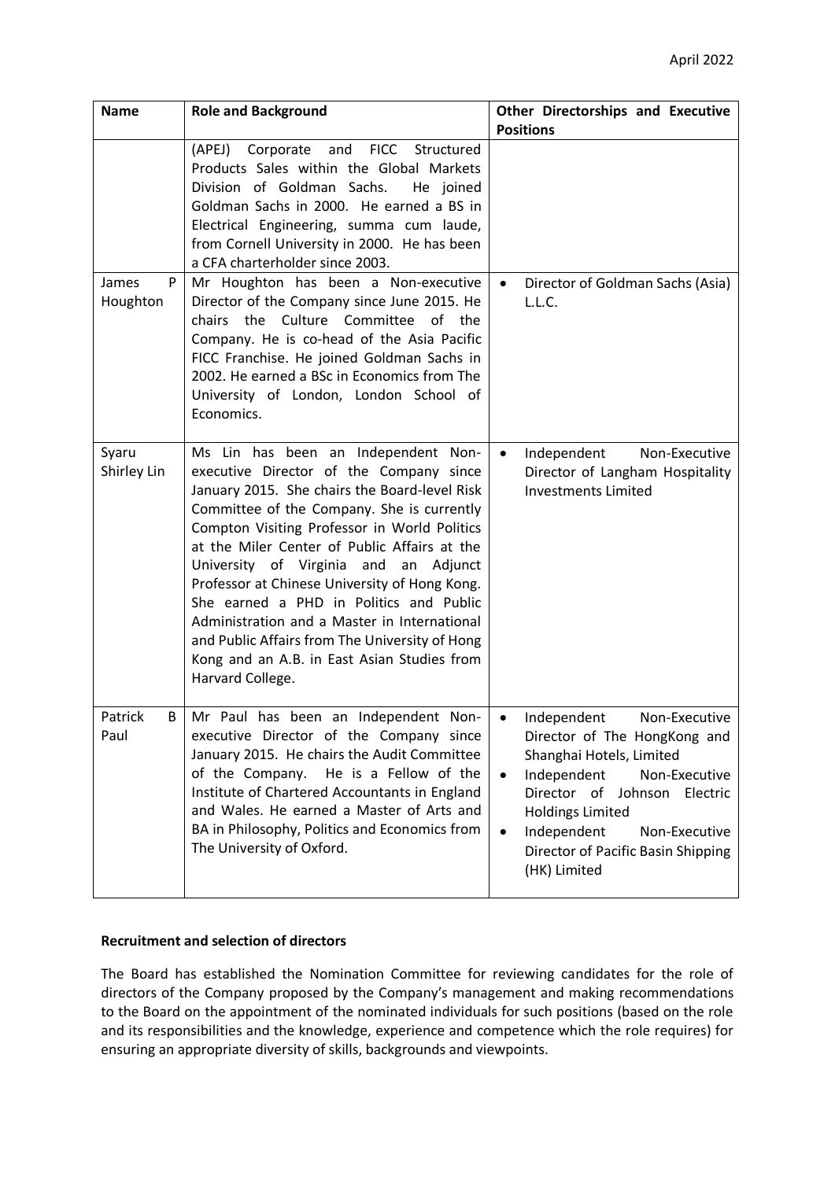| Name | Role and Background | Other Directorships and Executive Positions |
|---|---|---|
| | (APEJ) Corporate and FICC Structured Products Sales within the Global Markets Division of Goldman Sachs. He joined Goldman Sachs in 2000. He earned a BS in Electrical Engineering, summa cum laude, from Cornell University in 2000. He has been a CFA charterholder since 2003. | |
| James P Houghton | Mr Houghton has been a Non-executive Director of the Company since June 2015. He chairs the Culture Committee of the Company. He is co-head of the Asia Pacific FICC Franchise. He joined Goldman Sachs in 2002. He earned a BSc in Economics from The University of London, London School of Economics. | • Director of Goldman Sachs (Asia) L.L.C. |
| Syaru Shirley Lin | Ms Lin has been an Independent Non-executive Director of the Company since January 2015. She chairs the Board-level Risk Committee of the Company. She is currently Compton Visiting Professor in World Politics at the Miler Center of Public Affairs at the University of Virginia and an Adjunct Professor at Chinese University of Hong Kong. She earned a PHD in Politics and Public Administration and a Master in International and Public Affairs from The University of Hong Kong and an A.B. in East Asian Studies from Harvard College. | • Independent Non-Executive Director of Langham Hospitality Investments Limited |
| Patrick B Paul | Mr Paul has been an Independent Non-executive Director of the Company since January 2015. He chairs the Audit Committee of the Company. He is a Fellow of the Institute of Chartered Accountants in England and Wales. He earned a Master of Arts and BA in Philosophy, Politics and Economics from The University of Oxford. | • Independent Non-Executive Director of The HongKong and Shanghai Hotels, Limited<br>• Independent Non-Executive Director of Johnson Electric Holdings Limited<br>• Independent Non-Executive Director of Pacific Basin Shipping (HK) Limited |

**Recruitment and selection of directors**

The Board has established the Nomination Committee for reviewing candidates for the role of directors of the Company proposed by the Company's management and making recommendations to the Board on the appointment of the nominated individuals for such positions (based on the role and its responsibilities and the knowledge, experience and competence which the role requires) for ensuring an appropriate diversity of skills, backgrounds and viewpoints.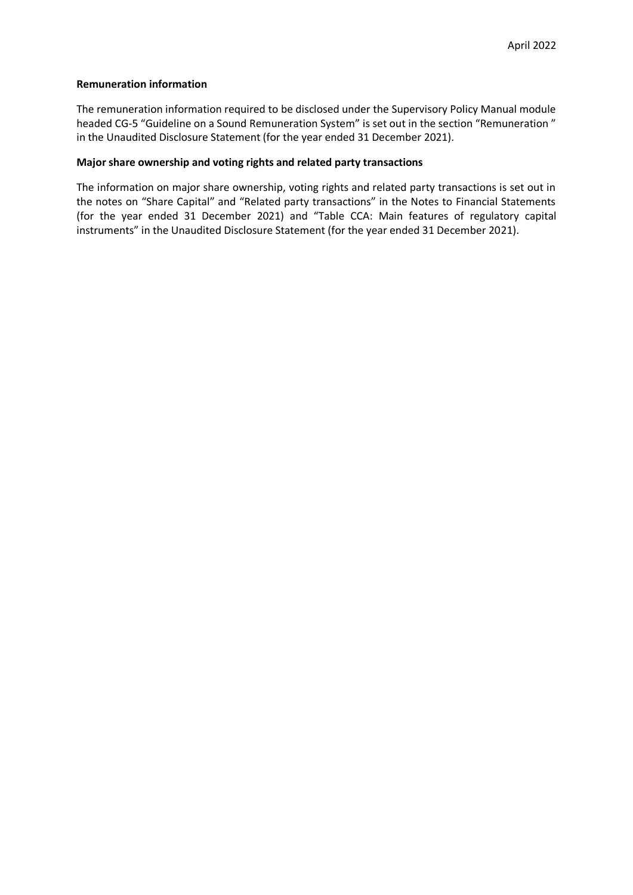April 2022

**Remuneration information**

The remuneration information required to be disclosed under the Supervisory Policy Manual module headed CG-5 "Guideline on a Sound Remuneration System" is set out in the section "Remuneration " in the Unaudited Disclosure Statement (for the year ended 31 December 2021).

**Major share ownership and voting rights and related party transactions**

The information on major share ownership, voting rights and related party transactions is set out in the notes on "Share Capital" and "Related party transactions" in the Notes to Financial Statements (for the year ended 31 December 2021) and "Table CCA: Main features of regulatory capital instruments" in the Unaudited Disclosure Statement (for the year ended 31 December 2021).